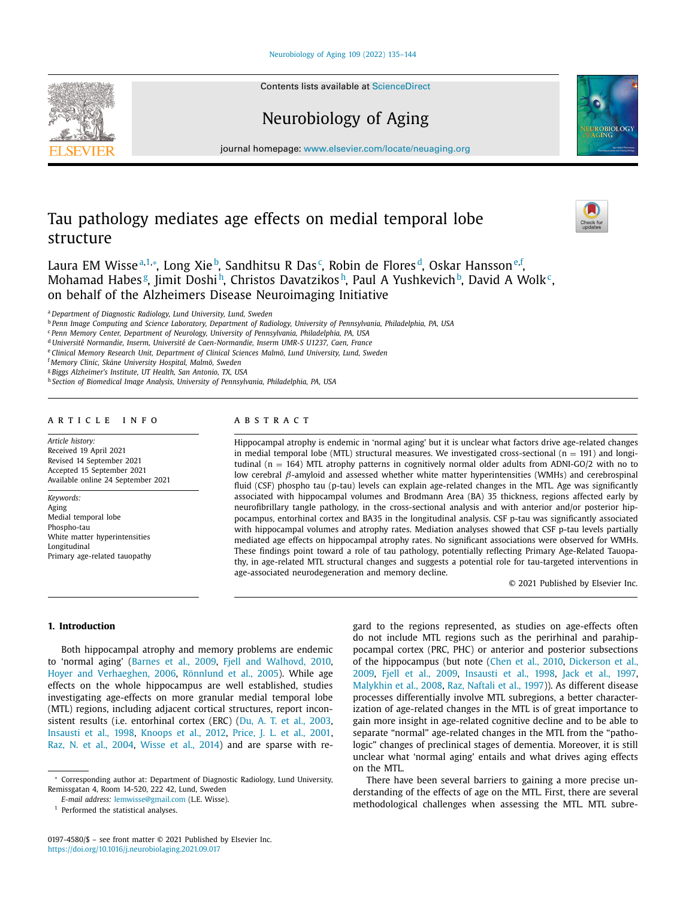# Tau pathology mediates age effects on medial temporal lobe structure

Laura EM Wisse[a,1,*], Long Xie[b], Sandhitsu R Das[c], Robin de Flores[d], Oskar Hansson[e,f], Mohamad Habes[g], Jimit Doshi[h], Christos Davatzikos[h], Paul A Yushkevich[b], David A Wolk[c], on behalf of the Alzheimers Disease Neuroimaging Initiative

[a] Department of Diagnostic Radiology, Lund University, Lund, Sweden
[b] Penn Image Computing and Science Laboratory, Department of Radiology, University of Pennsylvania, Philadelphia, PA, USA
[c] Penn Memory Center, Department of Neurology, University of Pennsylvania, Philadelphia, PA, USA
[d] Université Normandie, Inserm, Université de Caen-Normandie, Inserm UMR-S U1237, Caen, France
[e] Clinical Memory Research Unit, Department of Clinical Sciences Malmö, Lund University, Lund, Sweden
[f] Memory Clinic, Skåne University Hospital, Malmö, Sweden
[g] Biggs Alzheimer's Institute, UT Health, San Antonio, TX, USA
[h] Section of Biomedical Image Analysis, University of Pennsylvania, Philadelphia, PA, USA

## ARTICLE INFO

*Article history:*
Received 19 April 2021
Revised 14 September 2021
Accepted 15 September 2021
Available online 24 September 2021

*Keywords:*
Aging
Medial temporal lobe
Phospho-tau
White matter hyperintensities
Longitudinal
Primary age-related tauopathy

## ABSTRACT

Hippocampal atrophy is endemic in 'normal aging' but it is unclear what factors drive age-related changes in medial temporal lobe (MTL) structural measures. We investigated cross-sectional ($n = 191$) and longitudinal ($n = 164$) MTL atrophy patterns in cognitively normal older adults from ADNI-GO/2 with no to low cerebral $\beta$-amyloid and assessed whether white matter hyperintensities (WMHs) and cerebrospinal fluid (CSF) phospho tau (p-tau) levels can explain age-related changes in the MTL. Age was significantly associated with hippocampal volumes and Brodmann Area (BA) 35 thickness, regions affected early by neurofibrillary tangle pathology, in the cross-sectional analysis and with anterior and/or posterior hippocampus, entorhinal cortex and BA35 in the longitudinal analysis. CSF p-tau was significantly associated with hippocampal volumes and atrophy rates. Mediation analyses showed that CSF p-tau levels partially mediated age effects on hippocampal atrophy rates. No significant associations were observed for WMHs. These findings point toward a role of tau pathology, potentially reflecting Primary Age-Related Tauopathy, in age-related MTL structural changes and suggests a potential role for tau-targeted interventions in age-associated neurodegeneration and memory decline.

© 2021 Published by Elsevier Inc.

## 1. Introduction

Both hippocampal atrophy and memory problems are endemic to 'normal aging' (Barnes et al., 2009, Fjell and Walhovd, 2010, Hoyer and Verhaeghen, 2006, Rönnlund et al., 2005). While age effects on the whole hippocampus are well established, studies investigating age-effects on more granular medial temporal lobe (MTL) regions, including adjacent cortical structures, report inconsistent results (i.e. entorhinal cortex (ERC) (Du, A. T. et al., 2003, Insausti et al., 1998, Knoops et al., 2012, Price, J. L. et al., 2001, Raz, N. et al., 2004, Wisse et al., 2014) and are sparse with regard to the regions represented, as studies on age-effects often do not include MTL regions such as the perirhinal and parahippocampal cortex (PRC, PHC) or anterior and posterior subsections of the hippocampus (but note (Chen et al., 2010, Dickerson et al., 2009, Fjell et al., 2009, Insausti et al., 1998, Jack et al., 1997, Malykhin et al., 2008, Raz, Naftali et al., 1997)). As different disease processes differentially involve MTL subregions, a better characterization of age-related changes in the MTL is of great importance to gain more insight in age-related cognitive decline and to be able to separate "normal" age-related changes in the MTL from the "pathologic" changes of preclinical stages of dementia. Moreover, it is still unclear what 'normal aging' entails and what drives aging effects on the MTL.

There have been several barriers to gaining a more precise understanding of the effects of age on the MTL. First, there are several methodological challenges when assessing the MTL. MTL subre-

* Corresponding author at: Department of Diagnostic Radiology, Lund University, Remissgatan 4, Room 14-520, 222 42, Lund, Sweden
*E-mail address:* lemwisse@gmail.com (L.E. Wisse).
[1] Performed the statistical analyses.

0197-4580/$ – see front matter © 2021 Published by Elsevier Inc.
https://doi.org/10.1016/j.neurobiolaging.2021.09.017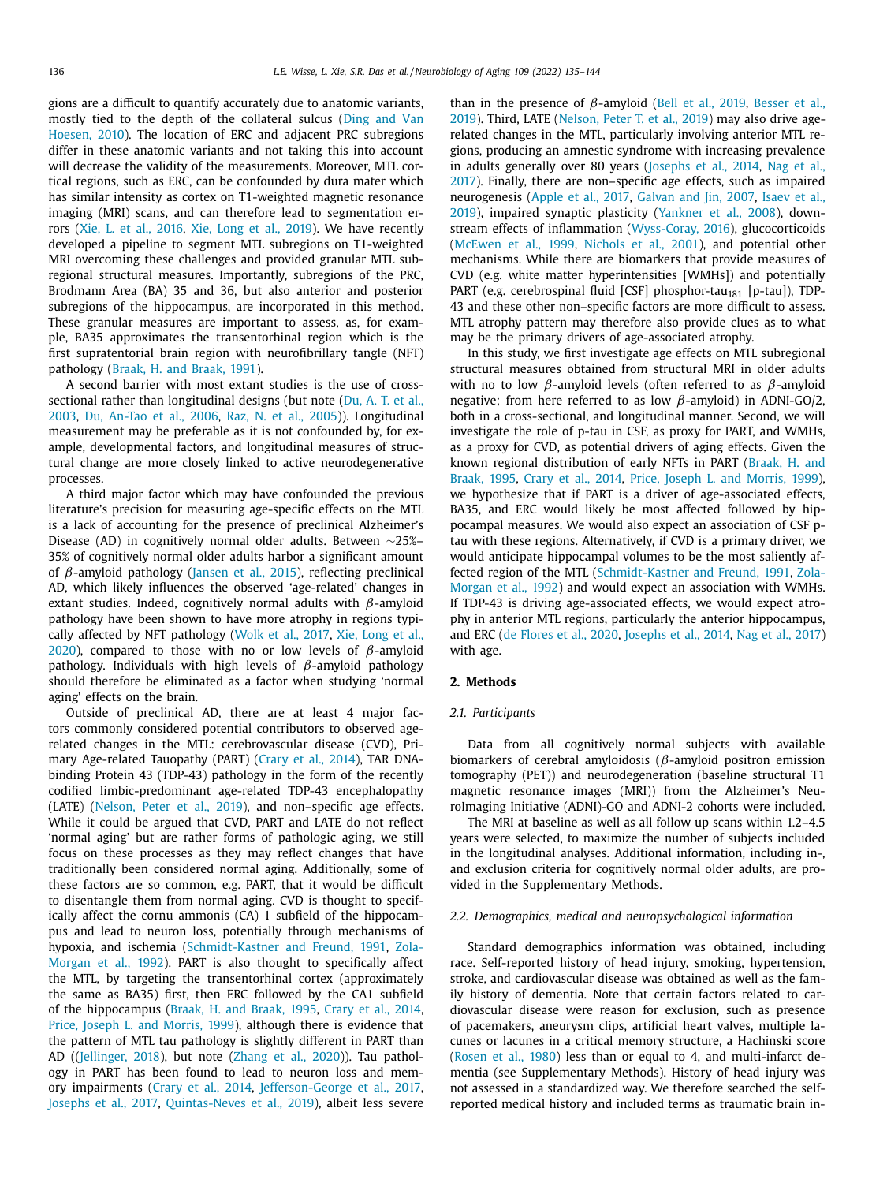gions are a difficult to quantify accurately due to anatomic variants, mostly tied to the depth of the collateral sulcus (Ding and Van Hoesen, 2010). The location of ERC and adjacent PRC subregions differ in these anatomic variants and not taking this into account will decrease the validity of the measurements. Moreover, MTL cortical regions, such as ERC, can be confounded by dura mater which has similar intensity as cortex on T1-weighted magnetic resonance imaging (MRI) scans, and can therefore lead to segmentation errors (Xie, L. et al., 2016, Xie, Long et al., 2019). We have recently developed a pipeline to segment MTL subregions on T1-weighted MRI overcoming these challenges and provided granular MTL subregional structural measures. Importantly, subregions of the PRC, Brodmann Area (BA) 35 and 36, but also anterior and posterior subregions of the hippocampus, are incorporated in this method. These granular measures are important to assess, as, for example, BA35 approximates the transentorhinal region which is the first supratentorial brain region with neurofibrillary tangle (NFT) pathology (Braak, H. and Braak, 1991).

A second barrier with most extant studies is the use of cross-sectional rather than longitudinal designs (but note (Du, A. T. et al., 2003, Du, An-Tao et al., 2006, Raz, N. et al., 2005)). Longitudinal measurement may be preferable as it is not confounded by, for example, developmental factors, and longitudinal measures of structural change are more closely linked to active neurodegenerative processes.

A third major factor which may have confounded the previous literature's precision for measuring age-specific effects on the MTL is a lack of accounting for the presence of preclinical Alzheimer's Disease (AD) in cognitively normal older adults. Between ~25%–35% of cognitively normal older adults harbor a significant amount of $\beta$-amyloid pathology (Jansen et al., 2015), reflecting preclinical AD, which likely influences the observed 'age-related' changes in extant studies. Indeed, cognitively normal adults with $\beta$-amyloid pathology have been shown to have more atrophy in regions typically affected by NFT pathology (Wolk et al., 2017, Xie, Long et al., 2020), compared to those with no or low levels of $\beta$-amyloid pathology. Individuals with high levels of $\beta$-amyloid pathology should therefore be eliminated as a factor when studying 'normal aging' effects on the brain.

Outside of preclinical AD, there are at least 4 major factors commonly considered potential contributors to observed age-related changes in the MTL: cerebrovascular disease (CVD), Primary Age-related Tauopathy (PART) (Crary et al., 2014), TAR DNA-binding Protein 43 (TDP-43) pathology in the form of the recently codified limbic-predominant age-related TDP-43 encephalopathy (LATE) (Nelson, Peter et al., 2019), and non–specific age effects. While it could be argued that CVD, PART and LATE do not reflect 'normal aging' but are rather forms of pathologic aging, we still focus on these processes as they may reflect changes that have traditionally been considered normal aging. Additionally, some of these factors are so common, e.g. PART, that it would be difficult to disentangle them from normal aging. CVD is thought to specifically affect the cornu ammonis (CA) 1 subfield of the hippocampus and lead to neuron loss, potentially through mechanisms of hypoxia, and ischemia (Schmidt-Kastner and Freund, 1991, Zola-Morgan et al., 1992). PART is also thought to specifically affect the MTL, by targeting the transentorhinal cortex (approximately the same as BA35) first, then ERC followed by the CA1 subfield of the hippocampus (Braak, H. and Braak, 1995, Crary et al., 2014, Price, Joseph L. and Morris, 1999), although there is evidence that the pattern of MTL tau pathology is slightly different in PART than AD ((Jellinger, 2018), but note (Zhang et al., 2020)). Tau pathology in PART has been found to lead to neuron loss and memory impairments (Crary et al., 2014, Jefferson-George et al., 2017, Josephs et al., 2017, Quintas-Neves et al., 2019), albeit less severe than in the presence of $\beta$-amyloid (Bell et al., 2019, Besser et al., 2019). Third, LATE (Nelson, Peter T. et al., 2019) may also drive age-related changes in the MTL, particularly involving anterior MTL regions, producing an amnestic syndrome with increasing prevalence in adults generally over 80 years (Josephs et al., 2014, Nag et al., 2017). Finally, there are non–specific age effects, such as impaired neurogenesis (Apple et al., 2017, Galvan and Jin, 2007, Isaev et al., 2019), impaired synaptic plasticity (Yankner et al., 2008), downstream effects of inflammation (Wyss-Coray, 2016), glucocorticoids (McEwen et al., 1999, Nichols et al., 2001), and potential other mechanisms. While there are biomarkers that provide measures of CVD (e.g. white matter hyperintensities [WMHs]) and potentially PART (e.g. cerebrospinal fluid [CSF] phosphor-tau$_{181}$ [p-tau]), TDP-43 and these other non–specific factors are more difficult to assess. MTL atrophy pattern may therefore also provide clues as to what may be the primary drivers of age-associated atrophy.

In this study, we first investigate age effects on MTL subregional structural measures obtained from structural MRI in older adults with no to low $\beta$-amyloid levels (often referred to as $\beta$-amyloid negative; from here referred to as low $\beta$-amyloid) in ADNI-GO/2, both in a cross-sectional, and longitudinal manner. Second, we will investigate the role of p-tau in CSF, as proxy for PART, and WMHs, as a proxy for CVD, as potential drivers of aging effects. Given the known regional distribution of early NFTs in PART (Braak, H. and Braak, 1995, Crary et al., 2014, Price, Joseph L. and Morris, 1999), we hypothesize that if PART is a driver of age-associated effects, BA35, and ERC would likely be most affected followed by hippocampal measures. We would also expect an association of CSF p-tau with these regions. Alternatively, if CVD is a primary driver, we would anticipate hippocampal volumes to be the most saliently affected region of the MTL (Schmidt-Kastner and Freund, 1991, Zola-Morgan et al., 1992) and would expect an association with WMHs. If TDP-43 is driving age-associated effects, we would expect atrophy in anterior MTL regions, particularly the anterior hippocampus, and ERC (de Flores et al., 2020, Josephs et al., 2014, Nag et al., 2017) with age.

## 2. Methods

### 2.1. Participants

Data from all cognitively normal subjects with available biomarkers of cerebral amyloidosis ($\beta$-amyloid positron emission tomography (PET)) and neurodegeneration (baseline structural T1 magnetic resonance images (MRI)) from the Alzheimer's NeuroImaging Initiative (ADNI)-GO and ADNI-2 cohorts were included.

The MRI at baseline as well as all follow up scans within 1.2–4.5 years were selected, to maximize the number of subjects included in the longitudinal analyses. Additional information, including in-, and exclusion criteria for cognitively normal older adults, are provided in the Supplementary Methods.

### 2.2. Demographics, medical and neuropsychological information

Standard demographics information was obtained, including race. Self-reported history of head injury, smoking, hypertension, stroke, and cardiovascular disease was obtained as well as the family history of dementia. Note that certain factors related to cardiovascular disease were reason for exclusion, such as presence of pacemakers, aneurysm clips, artificial heart valves, multiple lacunes or lacunes in a critical memory structure, a Hachinski score (Rosen et al., 1980) less than or equal to 4, and multi-infarct dementia (see Supplementary Methods). History of head injury was not assessed in a standardized way. We therefore searched the self-reported medical history and included terms as traumatic brain in-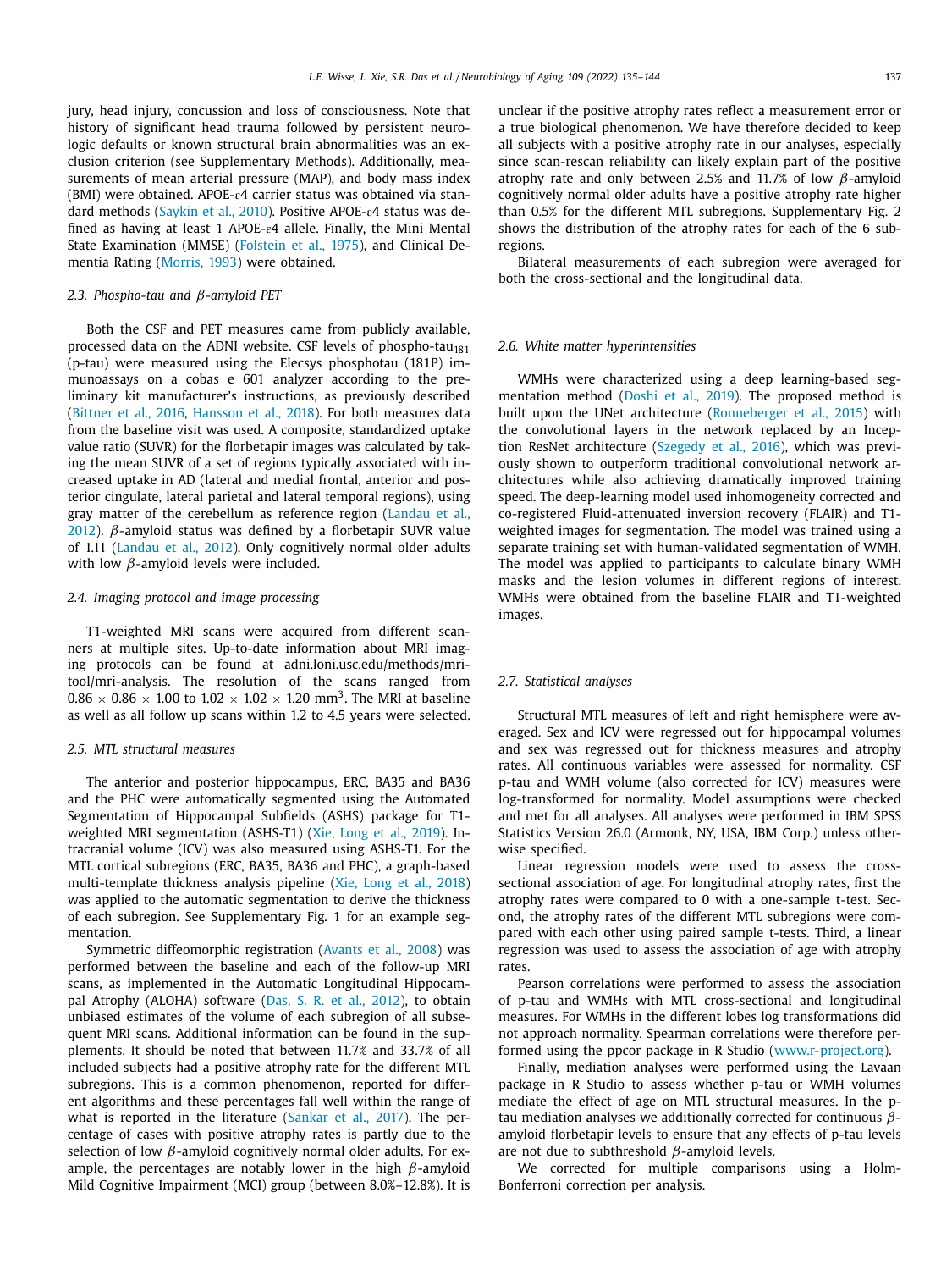jury, head injury, concussion and loss of consciousness. Note that history of significant head trauma followed by persistent neurologic defaults or known structural brain abnormalities was an exclusion criterion (see Supplementary Methods). Additionally, measurements of mean arterial pressure (MAP), and body mass index (BMI) were obtained. APOE-ε4 carrier status was obtained via standard methods (Saykin et al., 2010). Positive APOE-ε4 status was defined as having at least 1 APOE-ε4 allele. Finally, the Mini Mental State Examination (MMSE) (Folstein et al., 1975), and Clinical Dementia Rating (Morris, 1993) were obtained.

### 2.3. Phospho-tau and β-amyloid PET

Both the CSF and PET measures came from publicly available, processed data on the ADNI website. CSF levels of phospho-tau$_{181}$ (p-tau) were measured using the Elecsys phosphotau (181P) immunoassays on a cobas e 601 analyzer according to the preliminary kit manufacturer's instructions, as previously described (Bittner et al., 2016, Hansson et al., 2018). For both measures data from the baseline visit was used. A composite, standardized uptake value ratio (SUVR) for the florbetapir images was calculated by taking the mean SUVR of a set of regions typically associated with increased uptake in AD (lateral and medial frontal, anterior and posterior cingulate, lateral parietal and lateral temporal regions), using gray matter of the cerebellum as reference region (Landau et al., 2012). β-amyloid status was defined by a florbetapir SUVR value of 1.11 (Landau et al., 2012). Only cognitively normal older adults with low β-amyloid levels were included.

### 2.4. Imaging protocol and image processing

T1-weighted MRI scans were acquired from different scanners at multiple sites. Up-to-date information about MRI imaging protocols can be found at adni.loni.usc.edu/methods/mri-tool/mri-analysis. The resolution of the scans ranged from $0.86 \times 0.86 \times 1.00$ to $1.02 \times 1.02 \times 1.20$ mm$^3$. The MRI at baseline as well as all follow up scans within 1.2 to 4.5 years were selected.

### 2.5. MTL structural measures

The anterior and posterior hippocampus, ERC, BA35 and BA36 and the PHC were automatically segmented using the Automated Segmentation of Hippocampal Subfields (ASHS) package for T1-weighted MRI segmentation (ASHS-T1) (Xie, Long et al., 2019). Intracranial volume (ICV) was also measured using ASHS-T1. For the MTL cortical subregions (ERC, BA35, BA36 and PHC), a graph-based multi-template thickness analysis pipeline (Xie, Long et al., 2018) was applied to the automatic segmentation to derive the thickness of each subregion. See Supplementary Fig. 1 for an example segmentation.

Symmetric diffeomorphic registration (Avants et al., 2008) was performed between the baseline and each of the follow-up MRI scans, as implemented in the Automatic Longitudinal Hippocampal Atrophy (ALOHA) software (Das, S. R. et al., 2012), to obtain unbiased estimates of the volume of each subregion of all subsequent MRI scans. Additional information can be found in the supplements. It should be noted that between 11.7% and 33.7% of all included subjects had a positive atrophy rate for the different MTL subregions. This is a common phenomenon, reported for different algorithms and these percentages fall well within the range of what is reported in the literature (Sankar et al., 2017). The percentage of cases with positive atrophy rates is partly due to the selection of low β-amyloid cognitively normal older adults. For example, the percentages are notably lower in the high β-amyloid Mild Cognitive Impairment (MCI) group (between 8.0%–12.8%). It is unclear if the positive atrophy rates reflect a measurement error or a true biological phenomenon. We have therefore decided to keep all subjects with a positive atrophy rate in our analyses, especially since scan-rescan reliability can likely explain part of the positive atrophy rate and only between 2.5% and 11.7% of low β-amyloid cognitively normal older adults have a positive atrophy rate higher than 0.5% for the different MTL subregions. Supplementary Fig. 2 shows the distribution of the atrophy rates for each of the 6 subregions.

Bilateral measurements of each subregion were averaged for both the cross-sectional and the longitudinal data.

### 2.6. White matter hyperintensities

WMHs were characterized using a deep learning-based segmentation method (Doshi et al., 2019). The proposed method is built upon the UNet architecture (Ronneberger et al., 2015) with the convolutional layers in the network replaced by an Inception ResNet architecture (Szegedy et al., 2016), which was previously shown to outperform traditional convolutional network architectures while also achieving dramatically improved training speed. The deep-learning model used inhomogeneity corrected and co-registered Fluid-attenuated inversion recovery (FLAIR) and T1-weighted images for segmentation. The model was trained using a separate training set with human-validated segmentation of WMH. The model was applied to participants to calculate binary WMH masks and the lesion volumes in different regions of interest. WMHs were obtained from the baseline FLAIR and T1-weighted images.

### 2.7. Statistical analyses

Structural MTL measures of left and right hemisphere were averaged. Sex and ICV were regressed out for hippocampal volumes and sex was regressed out for thickness measures and atrophy rates. All continuous variables were assessed for normality. CSF p-tau and WMH volume (also corrected for ICV) measures were log-transformed for normality. Model assumptions were checked and met for all analyses. All analyses were performed in IBM SPSS Statistics Version 26.0 (Armonk, NY, USA, IBM Corp.) unless otherwise specified.

Linear regression models were used to assess the cross-sectional association of age. For longitudinal atrophy rates, first the atrophy rates were compared to 0 with a one-sample t-test. Second, the atrophy rates of the different MTL subregions were compared with each other using paired sample t-tests. Third, a linear regression was used to assess the association of age with atrophy rates.

Pearson correlations were performed to assess the association of p-tau and WMHs with MTL cross-sectional and longitudinal measures. For WMHs in the different lobes log transformations did not approach normality. Spearman correlations were therefore performed using the ppcor package in R Studio (www.r-project.org).

Finally, mediation analyses were performed using the Lavaan package in R Studio to assess whether p-tau or WMH volumes mediate the effect of age on MTL structural measures. In the p-tau mediation analyses we additionally corrected for continuous β-amyloid florbetapir levels to ensure that any effects of p-tau levels are not due to subthreshold β-amyloid levels.

We corrected for multiple comparisons using a Holm-Bonferroni correction per analysis.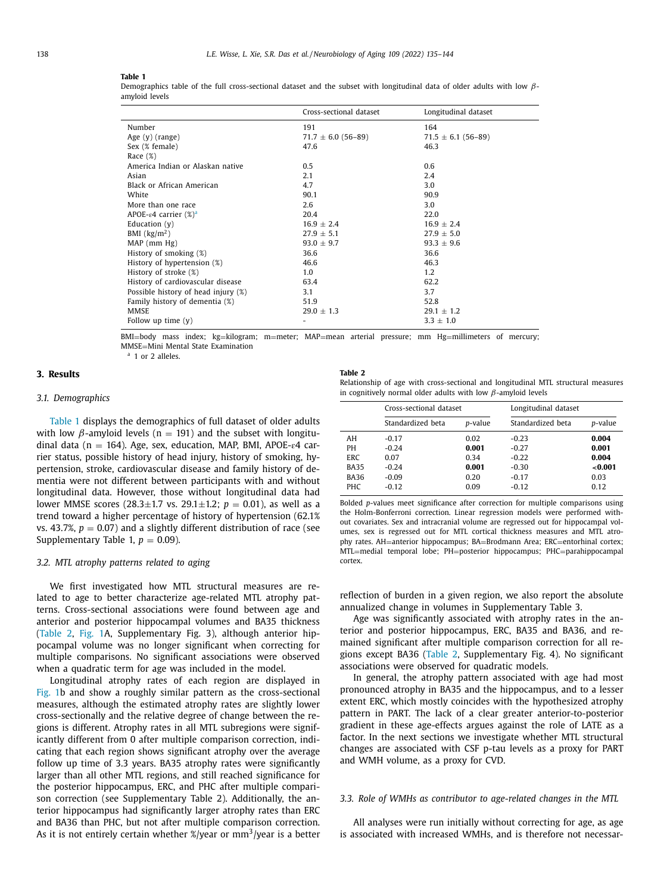**Table 1**
Demographics table of the full cross-sectional dataset and the subset with longitudinal data of older adults with low $\beta$-amyloid levels

| | Cross-sectional dataset | Longitudinal dataset |
|---|---|---|
| Number | 191 | 164 |
| Age (y) (range) | 71.7 ± 6.0 (56–89) | 71.5 ± 6.1 (56–89) |
| Sex (% female) | 47.6 | 46.3 |
| Race (%) | | |
| America Indian or Alaskan native | 0.5 | 0.6 |
| Asian | 2.1 | 2.4 |
| Black or African American | 4.7 | 3.0 |
| White | 90.1 | 90.9 |
| More than one race | 2.6 | 3.0 |
| APOE-ε4 carrier (%)[a] | 20.4 | 22.0 |
| Education (y) | 16.9 ± 2.4 | 16.9 ± 2.4 |
| BMI (kg/m$^2$) | 27.9 ± 5.1 | 27.9 ± 5.0 |
| MAP (mm Hg) | 93.0 ± 9.7 | 93.3 ± 9.6 |
| History of smoking (%) | 36.6 | 36.6 |
| History of hypertension (%) | 46.6 | 46.3 |
| History of stroke (%) | 1.0 | 1.2 |
| History of cardiovascular disease | 63.4 | 62.2 |
| Possible history of head injury (%) | 3.1 | 3.7 |
| Family history of dementia (%) | 51.9 | 52.8 |
| MMSE | 29.0 ± 1.3 | 29.1 ± 1.2 |
| Follow up time (y) | - | 3.3 ± 1.0 |

BMI=body mass index; kg=kilogram; m=meter; MAP=mean arterial pressure; mm Hg=millimeters of mercury; MMSE=Mini Mental State Examination

[a] 1 or 2 alleles.

## 3. Results

### 3.1. Demographics

Table 1 displays the demographics of full dataset of older adults with low $\beta$-amyloid levels (n = 191) and the subset with longitudinal data (n = 164). Age, sex, education, MAP, BMI, APOE-ε4 carrier status, possible history of head injury, history of smoking, hypertension, stroke, cardiovascular disease and family history of dementia were not different between participants with and without longitudinal data. However, those without longitudinal data had lower MMSE scores (28.3±1.7 vs. 29.1±1.2; $p = 0.01$), as well as a trend toward a higher percentage of history of hypertension (62.1% vs. 43.7%, $p = 0.07$) and a slightly different distribution of race (see Supplementary Table 1, $p = 0.09$).

### 3.2. MTL atrophy patterns related to aging

We first investigated how MTL structural measures are related to age to better characterize age-related MTL atrophy patterns. Cross-sectional associations were found between age and anterior and posterior hippocampal volumes and BA35 thickness (Table 2, Fig. 1A, Supplementary Fig. 3), although anterior hippocampal volume was no longer significant when correcting for multiple comparisons. No significant associations were observed when a quadratic term for age was included in the model.

Longitudinal atrophy rates of each region are displayed in Fig. 1b and show a roughly similar pattern as the cross-sectional measures, although the estimated atrophy rates are slightly lower cross-sectionally and the relative degree of change between the regions is different. Atrophy rates in all MTL subregions were significantly different from 0 after multiple comparison correction, indicating that each region shows significant atrophy over the average follow up time of 3.3 years. BA35 atrophy rates were significantly larger than all other MTL regions, and still reached significance for the posterior hippocampus, ERC, and PHC after multiple comparison correction (see Supplementary Table 2). Additionally, the anterior hippocampus had significantly larger atrophy rates than ERC and BA36 than PHC, but not after multiple comparison correction. As it is not entirely certain whether %/year or mm$^3$/year is a better reflection of burden in a given region, we also report the absolute annualized change in volumes in Supplementary Table 3.

**Table 2**
Relationship of age with cross-sectional and longitudinal MTL structural measures in cognitively normal older adults with low $\beta$-amyloid levels

| | Cross-sectional dataset | | Longitudinal dataset | |
|---|---|---|---|---|
| | Standardized beta | *p*-value | Standardized beta | *p*-value |
| AH | -0.17 | 0.02 | -0.23 | **0.004** |
| PH | -0.24 | **0.001** | -0.27 | **0.001** |
| ERC | 0.07 | 0.34 | -0.22 | **0.004** |
| BA35 | -0.24 | **0.001** | -0.30 | **<0.001** |
| BA36 | -0.09 | 0.20 | -0.17 | 0.03 |
| PHC | -0.12 | 0.09 | -0.12 | 0.12 |

Bolded *p*-values meet significance after correction for multiple comparisons using the Holm-Bonferroni correction. Linear regression models were performed without covariates. Sex and intracranial volume are regressed out for hippocampal volumes, sex is regressed out for MTL cortical thickness measures and MTL atrophy rates. AH=anterior hippocampus; BA=Brodmann Area; ERC=entorhinal cortex; MTL=medial temporal lobe; PH=posterior hippocampus; PHC=parahippocampal cortex.

Age was significantly associated with atrophy rates in the anterior and posterior hippocampus, ERC, BA35 and BA36, and remained significant after multiple comparison correction for all regions except BA36 (Table 2, Supplementary Fig. 4). No significant associations were observed for quadratic models.

In general, the atrophy pattern associated with age had most pronounced atrophy in BA35 and the hippocampus, and to a lesser extent ERC, which mostly coincides with the hypothesized atrophy pattern in PART. The lack of a clear greater anterior-to-posterior gradient in these age-effects argues against the role of LATE as a factor. In the next sections we investigate whether MTL structural changes are associated with CSF p-tau levels as a proxy for PART and WMH volume, as a proxy for CVD.

### 3.3. Role of WMHs as contributor to age-related changes in the MTL

All analyses were run initially without correcting for age, as age is associated with increased WMHs, and is therefore not necessar-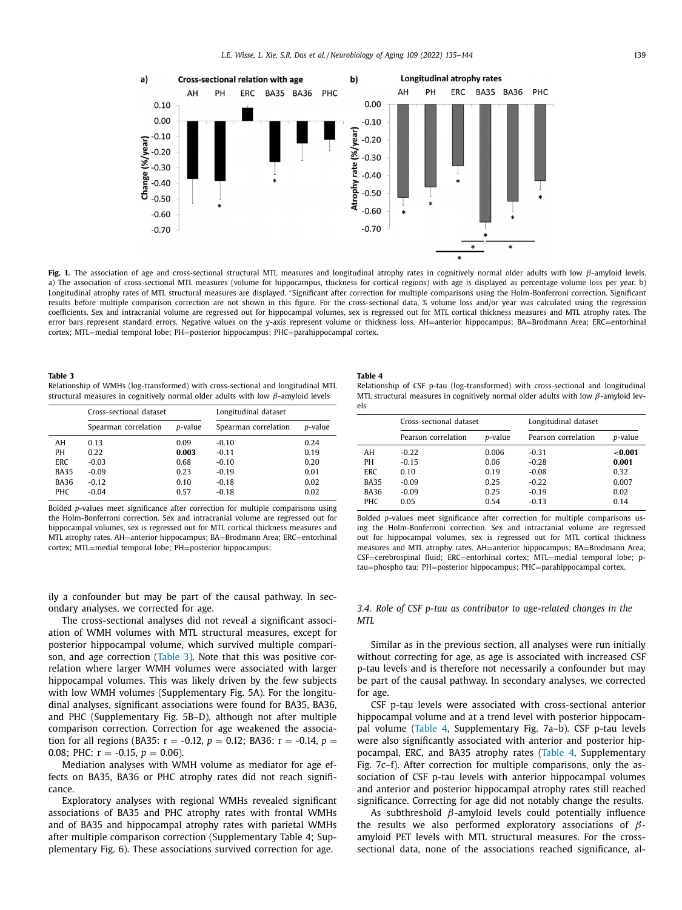**Fig. 1.** The association of age and cross-sectional structural MTL measures and longitudinal atrophy rates in cognitively normal older adults with low $\beta$-amyloid levels. a) The association of cross-sectional MTL measures (volume for hippocampus, thickness for cortical regions) with age is displayed as percentage volume loss per year. b) Longitudinal atrophy rates of MTL structural measures are displayed. *Significant after correction for multiple comparisons using the Holm-Bonferroni correction. Significant results before multiple comparison correction are not shown in this figure. For the cross-sectional data, % volume loss and/or year was calculated using the regression coefficients. Sex and intracranial volume are regressed out for hippocampal volumes, sex is regressed out for MTL cortical thickness measures and MTL atrophy rates. The error bars represent standard errors. Negative values on the y-axis represent volume or thickness loss. AH=anterior hippocampus; BA=Brodmann Area; ERC=entorhinal cortex; MTL=medial temporal lobe; PH=posterior hippocampus; PHC=parahippocampal cortex.

**Table 3**
Relationship of WMHs (log-transformed) with cross-sectional and longitudinal MTL structural measures in cognitively normal older adults with low $\beta$-amyloid levels

| | Cross-sectional dataset | | Longitudinal dataset | |
|---|---|---|---|---|
| | Spearman correlation | *p*-value | Spearman correlation | *p*-value |
| AH | 0.13 | 0.09 | -0.10 | 0.24 |
| PH | 0.22 | **0.003** | -0.11 | 0.19 |
| ERC | -0.03 | 0.68 | -0.10 | 0.20 |
| BA35 | -0.09 | 0.23 | -0.19 | 0.01 |
| BA36 | -0.12 | 0.10 | -0.18 | 0.02 |
| PHC | -0.04 | 0.57 | -0.18 | 0.02 |

Bolded *p*-values meet significance after correction for multiple comparisons using the Holm-Bonferroni correction. Sex and intracranial volume are regressed out for hippocampal volumes, sex is regressed out for MTL cortical thickness measures and MTL atrophy rates. AH=anterior hippocampus; BA=Brodmann Area; ERC=entorhinal cortex; MTL=medial temporal lobe; PH=posterior hippocampus;

**Table 4**
Relationship of CSF p-tau (log-transformed) with cross-sectional and longitudinal MTL structural measures in cognitively normal older adults with low $\beta$-amyloid levels

| | Cross-sectional dataset | | Longitudinal dataset | |
|---|---|---|---|---|
| | Pearson correlation | *p*-value | Pearson correlation | *p*-value |
| AH | -0.22 | 0.006 | -0.31 | **<0.001** |
| PH | -0.15 | 0.06 | -0.28 | **0.001** |
| ERC | 0.10 | 0.19 | -0.08 | 0.32 |
| BA35 | -0.09 | 0.25 | -0.22 | 0.007 |
| BA36 | -0.09 | 0.25 | -0.19 | 0.02 |
| PHC | 0.05 | 0.54 | -0.13 | 0.14 |

Bolded *p*-values meet significance after correction for multiple comparisons using the Holm-Bonferroni correction. Sex and intracranial volume are regressed out for hippocampal volumes, sex is regressed out for MTL cortical thickness measures and MTL atrophy rates. AH=anterior hippocampus; BA=Brodmann Area; CSF=cerebrospinal fluid; ERC=entorhinal cortex; MTL=medial temporal lobe; p-tau=phospho tau; PH=posterior hippocampus; PHC=parahippocampal cortex.

ily a confounder but may be part of the causal pathway. In secondary analyses, we corrected for age.

The cross-sectional analyses did not reveal a significant association of WMH volumes with MTL structural measures, except for posterior hippocampal volume, which survived multiple comparison, and age correction (Table 3). Note that this was positive correlation where larger WMH volumes were associated with larger hippocampal volumes. This was likely driven by the few subjects with low WMH volumes (Supplementary Fig. 5A). For the longitudinal analyses, significant associations were found for BA35, BA36, and PHC (Supplementary Fig. 5B–D), although not after multiple comparison correction. Correction for age weakened the association for all regions (BA35: $r = -0.12$, $p = 0.12$; BA36: $r = -0.14$, $p = 0.08$; PHC: $r = -0.15$, $p = 0.06$).

Mediation analyses with WMH volume as mediator for age effects on BA35, BA36 or PHC atrophy rates did not reach significance.

Exploratory analyses with regional WMHs revealed significant associations of BA35 and PHC atrophy rates with frontal WMHs and of BA35 and hippocampal atrophy rates with parietal WMHs after multiple comparison correction (Supplementary Table 4; Supplementary Fig. 6). These associations survived correction for age.

### *3.4. Role of CSF p-tau as contributor to age-related changes in the MTL*

Similar as in the previous section, all analyses were run initially without correcting for age, as age is associated with increased CSF p-tau levels and is therefore not necessarily a confounder but may be part of the causal pathway. In secondary analyses, we corrected for age.

CSF p-tau levels were associated with cross-sectional anterior hippocampal volume and at a trend level with posterior hippocampal volume (Table 4, Supplementary Fig. 7a–b). CSF p-tau levels were also significantly associated with anterior and posterior hippocampal, ERC, and BA35 atrophy rates (Table 4, Supplementary Fig. 7c–f). After correction for multiple comparisons, only the association of CSF p-tau levels with anterior hippocampal volumes and anterior and posterior hippocampal atrophy rates still reached significance. Correcting for age did not notably change the results.

As subthreshold $\beta$-amyloid levels could potentially influence the results we also performed exploratory associations of $\beta$-amyloid PET levels with MTL structural measures. For the cross-sectional data, none of the associations reached significance, al-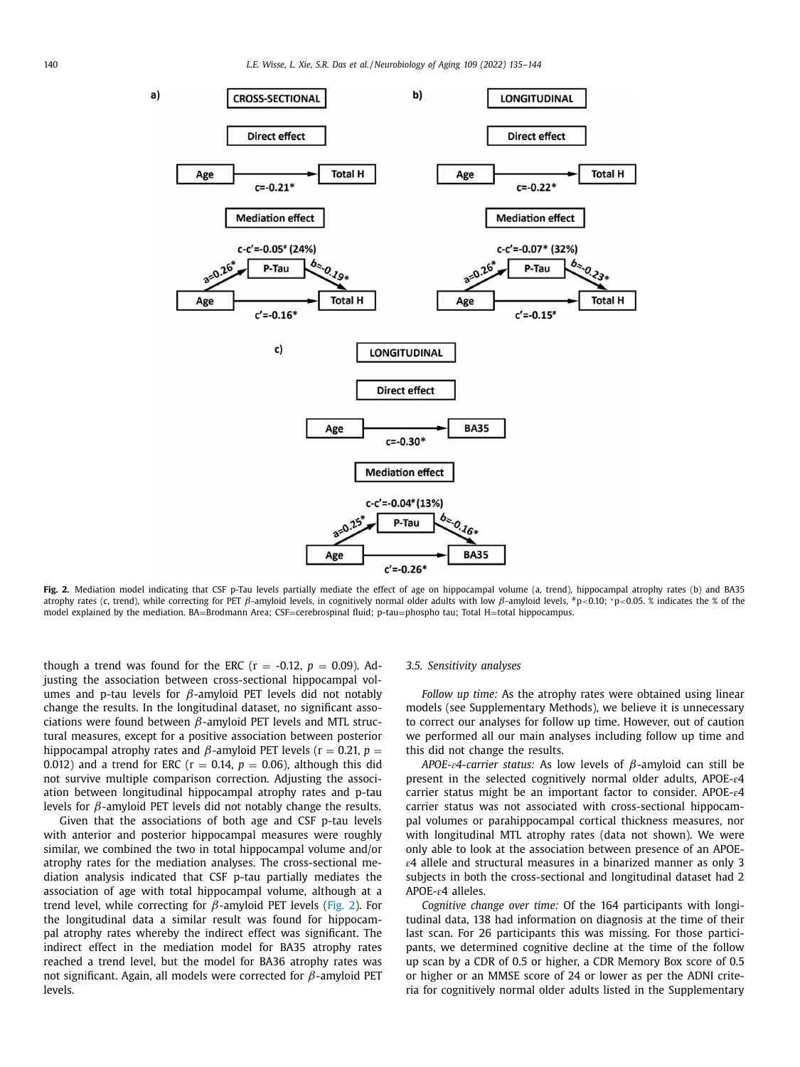a) CROSS-SECTIONAL

Direct effect

Age → Total H: c=-0.21*

Mediation effect

c-c'=-0.05# (24%)

Age → P-Tau: a=0.26*; P-Tau → Total H: b=-0.19*

Age → Total H: c'=-0.16*

b) LONGITUDINAL

Direct effect

Age → Total H: c=-0.22*

Mediation effect

c-c'=-0.07* (32%)

Age → P-Tau: a=0.26*; P-Tau → Total H: b=-0.23*

Age → Total H: c'=-0.15#

c) LONGITUDINAL

Direct effect

Age → BA35: c=-0.30*

Mediation effect

c-c'=-0.04# (13%)

Age → P-Tau: a=0.25*; P-Tau → BA35: b=-0.16*

Age → BA35: c'=-0.26*

**Fig. 2.** Mediation model indicating that CSF p-Tau levels partially mediate the effect of age on hippocampal volume (a, trend), hippocampal atrophy rates (b) and BA35 atrophy rates (c, trend), while correcting for PET β-amyloid levels, in cognitively normal older adults with low β-amyloid levels, #p<0.10; *p<0.05. % indicates the % of the model explained by the mediation. BA=Brodmann Area; CSF=cerebrospinal fluid; p-tau=phospho tau; Total H=total hippocampus.

though a trend was found for the ERC ($r = -0.12$, $p = 0.09$). Adjusting the association between cross-sectional hippocampal volumes and p-tau levels for β-amyloid PET levels did not notably change the results. In the longitudinal dataset, no significant associations were found between β-amyloid PET levels and MTL structural measures, except for a positive association between posterior hippocampal atrophy rates and β-amyloid PET levels ($r = 0.21$, $p = 0.012$) and a trend for ERC ($r = 0.14$, $p = 0.06$), although this did not survive multiple comparison correction. Adjusting the association between longitudinal hippocampal atrophy rates and p-tau levels for β-amyloid PET levels did not notably change the results.

Given that the associations of both age and CSF p-tau levels with anterior and posterior hippocampal measures were roughly similar, we combined the two in total hippocampal volume and/or atrophy rates for the mediation analyses. The cross-sectional mediation analysis indicated that CSF p-tau partially mediates the association of age with total hippocampal volume, although at a trend level, while correcting for β-amyloid PET levels (Fig. 2). For the longitudinal data a similar result was found for hippocampal atrophy rates whereby the indirect effect was significant. The indirect effect in the mediation model for BA35 atrophy rates reached a trend level, but the model for BA36 atrophy rates was not significant. Again, all models were corrected for β-amyloid PET levels.

### 3.5. Sensitivity analyses

*Follow up time:* As the atrophy rates were obtained using linear models (see Supplementary Methods), we believe it is unnecessary to correct our analyses for follow up time. However, out of caution we performed all our main analyses including follow up time and this did not change the results.

*APOE-ε4-carrier status:* As low levels of β-amyloid can still be present in the selected cognitively normal older adults, APOE-ε4 carrier status might be an important factor to consider. APOE-ε4 carrier status was not associated with cross-sectional hippocampal volumes or parahippocampal cortical thickness measures, nor with longitudinal MTL atrophy rates (data not shown). We were only able to look at the association between presence of an APOE-ε4 allele and structural measures in a binarized manner as only 3 subjects in both the cross-sectional and longitudinal dataset had 2 APOE-ε4 alleles.

*Cognitive change over time:* Of the 164 participants with longitudinal data, 138 had information on diagnosis at the time of their last scan. For 26 participants this was missing. For those participants, we determined cognitive decline at the time of the follow up scan by a CDR of 0.5 or higher, a CDR Memory Box score of 0.5 or higher or an MMSE score of 24 or lower as per the ADNI criteria for cognitively normal older adults listed in the Supplementary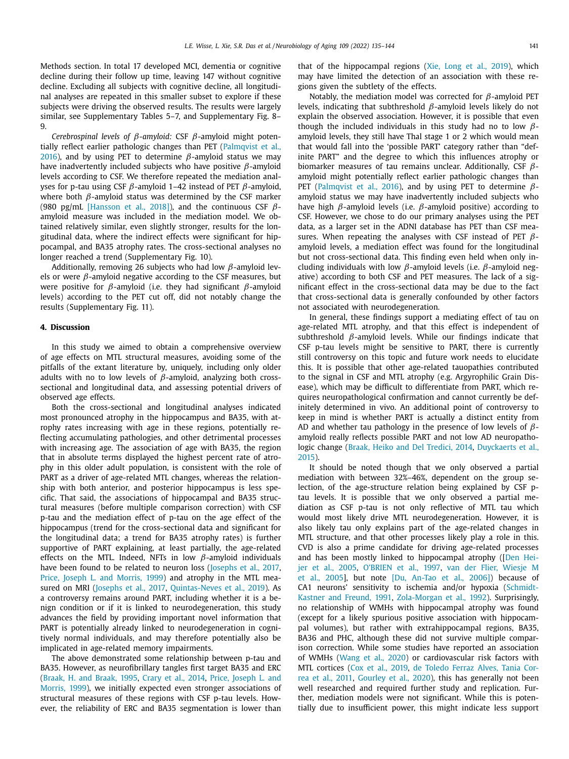Methods section. In total 17 developed MCI, dementia or cognitive decline during their follow up time, leaving 147 without cognitive decline. Excluding all subjects with cognitive decline, all longitudinal analyses are repeated in this smaller subset to explore if these subjects were driving the observed results. The results were largely similar, see Supplementary Tables 5–7, and Supplementary Fig. 8–9.

*Cerebrospinal levels of β-amyloid:* CSF β-amyloid might potentially reflect earlier pathologic changes than PET (Palmqvist et al., 2016), and by using PET to determine β-amyloid status we may have inadvertently included subjects who have positive β-amyloid levels according to CSF. We therefore repeated the mediation analyses for p-tau using CSF β-amyloid 1–42 instead of PET β-amyloid, where both β-amyloid status was determined by the CSF marker (980 pg/mL [Hansson et al., 2018]), and the continuous CSF β-amyloid measure was included in the mediation model. We obtained relatively similar, even slightly stronger, results for the longitudinal data, where the indirect effects were significant for hippocampal, and BA35 atrophy rates. The cross-sectional analyses no longer reached a trend (Supplementary Fig. 10).

Additionally, removing 26 subjects who had low β-amyloid levels or were β-amyloid negative according to the CSF measures, but were positive for β-amyloid (i.e. they had significant β-amyloid levels) according to the PET cut off, did not notably change the results (Supplementary Fig. 11).

## 4. Discussion

In this study we aimed to obtain a comprehensive overview of age effects on MTL structural measures, avoiding some of the pitfalls of the extant literature by, uniquely, including only older adults with no to low levels of β-amyloid, analyzing both cross-sectional and longitudinal data, and assessing potential drivers of observed age effects.

Both the cross-sectional and longitudinal analyses indicated most pronounced atrophy in the hippocampus and BA35, with atrophy rates increasing with age in these regions, potentially reflecting accumulating pathologies, and other detrimental processes with increasing age. The association of age with BA35, the region that in absolute terms displayed the highest percent rate of atrophy in this older adult population, is consistent with the role of PART as a driver of age-related MTL changes, whereas the relationship with both anterior, and posterior hippocampus is less specific. That said, the associations of hippocampal and BA35 structural measures (before multiple comparison correction) with CSF p-tau and the mediation effect of p-tau on the age effect of the hippocampus (trend for the cross-sectional data and significant for the longitudinal data; a trend for BA35 atrophy rates) is further supportive of PART explaining, at least partially, the age-related effects on the MTL. Indeed, NFTs in low β-amyloid individuals have been found to be related to neuron loss (Josephs et al., 2017, Price, Joseph L. and Morris, 1999) and atrophy in the MTL measured on MRI (Josephs et al., 2017, Quintas-Neves et al., 2019). As a controversy remains around PART, including whether it is a benign condition or if it is linked to neurodegeneration, this study advances the field by providing important novel information that PART is potentially already linked to neurodegeneration in cognitively normal individuals, and may therefore potentially also be implicated in age-related memory impairments.

The above demonstrated some relationship between p-tau and BA35. However, as neurofibrillary tangles first target BA35 and ERC (Braak, H. and Braak, 1995, Crary et al., 2014, Price, Joseph L. and Morris, 1999), we initially expected even stronger associations of structural measures of these regions with CSF p-tau levels. However, the reliability of ERC and BA35 segmentation is lower than that of the hippocampal regions (Xie, Long et al., 2019), which may have limited the detection of an association with these regions given the subtlety of the effects.

Notably, the mediation model was corrected for β-amyloid PET levels, indicating that subthreshold β-amyloid levels likely do not explain the observed association. However, it is possible that even though the included individuals in this study had no to low β-amyloid levels, they still have Thal stage 1 or 2 which would mean that would fall into the 'possible PART' category rather than "definite PART" and the degree to which this influences atrophy or biomarker measures of tau remains unclear. Additionally, CSF β-amyloid might potentially reflect earlier pathologic changes than PET (Palmqvist et al., 2016), and by using PET to determine β-amyloid status we may have inadvertently included subjects who have high β-amyloid levels (i.e. β-amyloid positive) according to CSF. However, we chose to do our primary analyses using the PET data, as a larger set in the ADNI database has PET than CSF measures. When repeating the analyses with CSF instead of PET β-amyloid levels, a mediation effect was found for the longitudinal but not cross-sectional data. This finding even held when only including individuals with low β-amyloid levels (i.e. β-amyloid negative) according to both CSF and PET measures. The lack of a significant effect in the cross-sectional data may be due to the fact that cross-sectional data is generally confounded by other factors not associated with neurodegeneration.

In general, these findings support a mediating effect of tau on age-related MTL atrophy, and that this effect is independent of subthreshold β-amyloid levels. While our findings indicate that CSF p-tau levels might be sensitive to PART, there is currently still controversy on this topic and future work needs to elucidate this. It is possible that other age-related tauopathies contributed to the signal in CSF and MTL atrophy (e.g. Argyrophilic Grain Disease), which may be difficult to differentiate from PART, which requires neuropathological confirmation and cannot currently be definitely determined in vivo. An additional point of controversy to keep in mind is whether PART is actually a distinct entity from AD and whether tau pathology in the presence of low levels of β-amyloid really reflects possible PART and not low AD neuropathologic change (Braak, Heiko and Del Tredici, 2014, Duyckaerts et al., 2015).

It should be noted though that we only observed a partial mediation with between 32%–46%, dependent on the group selection, of the age-structure relation being explained by CSF p-tau levels. It is possible that we only observed a partial mediation as CSF p-tau is not only reflective of MTL tau which would most likely drive MTL neurodegeneration. However, it is also likely tau only explains part of the age-related changes in MTL structure, and that other processes likely play a role in this. CVD is also a prime candidate for driving age-related processes and has been mostly linked to hippocampal atrophy ([Den Heijer et al., 2005, O'BRIEN et al., 1997, van der Flier, Wiesje M et al., 2005], but note [Du, An-Tao et al., 2006]) because of CA1 neurons' sensitivity to ischemia and/or hypoxia (Schmidt-Kastner and Freund, 1991, Zola-Morgan et al., 1992). Surprisingly, no relationship of WMHs with hippocampal atrophy was found (except for a likely spurious positive association with hippocampal volumes), but rather with extrahippocampal regions, BA35, BA36 and PHC, although these did not survive multiple comparison correction. While some studies have reported an association of WMHs (Wang et al., 2020) or cardiovascular risk factors with MTL cortices (Cox et al., 2019, de Toledo Ferraz Alves, Tania Correa et al., 2011, Gourley et al., 2020), this has generally not been well researched and required further study and replication. Further, mediation models were not significant. While this is potentially due to insufficient power, this might indicate less support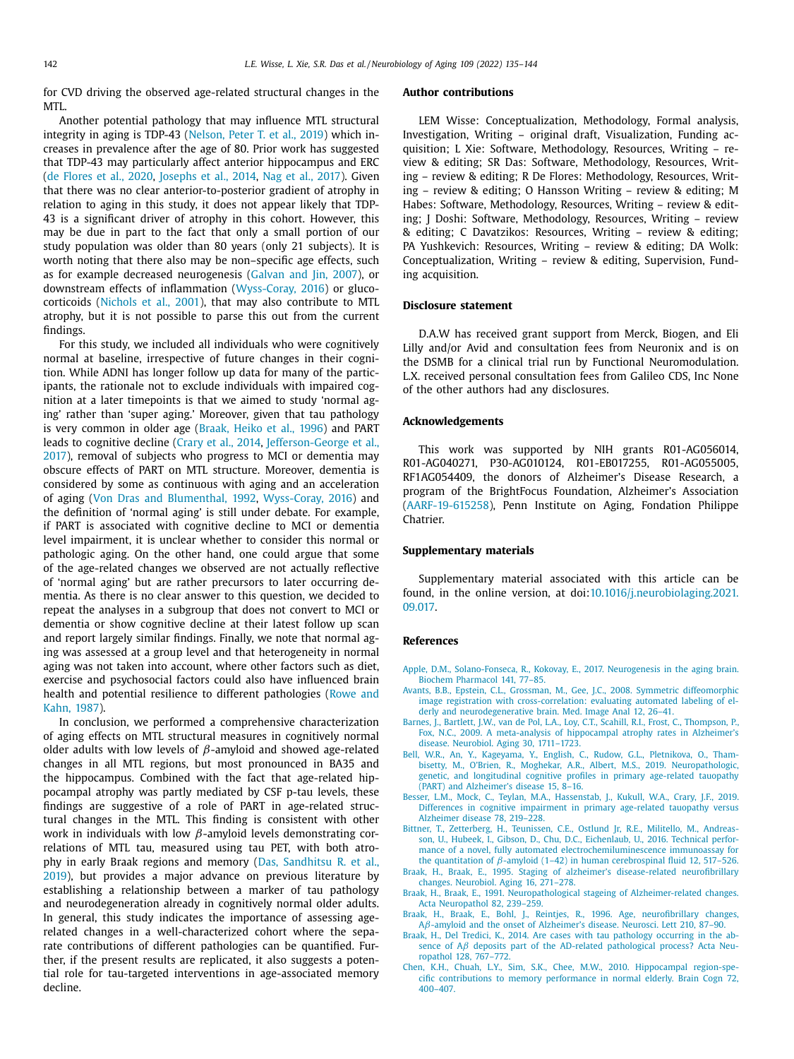for CVD driving the observed age-related structural changes in the MTL.

Another potential pathology that may influence MTL structural integrity in aging is TDP-43 (Nelson, Peter T. et al., 2019) which increases in prevalence after the age of 80. Prior work has suggested that TDP-43 may particularly affect anterior hippocampus and ERC (de Flores et al., 2020, Josephs et al., 2014, Nag et al., 2017). Given that there was no clear anterior-to-posterior gradient of atrophy in relation to aging in this study, it does not appear likely that TDP-43 is a significant driver of atrophy in this cohort. However, this may be due in part to the fact that only a small portion of our study population was older than 80 years (only 21 subjects). It is worth noting that there also may be non–specific age effects, such as for example decreased neurogenesis (Galvan and Jin, 2007), or downstream effects of inflammation (Wyss-Coray, 2016) or glucocorticoids (Nichols et al., 2001), that may also contribute to MTL atrophy, but it is not possible to parse this out from the current findings.

For this study, we included all individuals who were cognitively normal at baseline, irrespective of future changes in their cognition. While ADNI has longer follow up data for many of the participants, the rationale not to exclude individuals with impaired cognition at a later timepoints is that we aimed to study 'normal aging' rather than 'super aging.' Moreover, given that tau pathology is very common in older age (Braak, Heiko et al., 1996) and PART leads to cognitive decline (Crary et al., 2014, Jefferson-George et al., 2017), removal of subjects who progress to MCI or dementia may obscure effects of PART on MTL structure. Moreover, dementia is considered by some as continuous with aging and an acceleration of aging (Von Dras and Blumenthal, 1992, Wyss-Coray, 2016) and the definition of 'normal aging' is still under debate. For example, if PART is associated with cognitive decline to MCI or dementia level impairment, it is unclear whether to consider this normal or pathologic aging. On the other hand, one could argue that some of the age-related changes we observed are not actually reflective of 'normal aging' but are rather precursors to later occurring dementia. As there is no clear answer to this question, we decided to repeat the analyses in a subgroup that does not convert to MCI or dementia or show cognitive decline at their latest follow up scan and report largely similar findings. Finally, we note that normal aging was assessed at a group level and that heterogeneity in normal aging was not taken into account, where other factors such as diet, exercise and psychosocial factors could also have influenced brain health and potential resilience to different pathologies (Rowe and Kahn, 1987).

In conclusion, we performed a comprehensive characterization of aging effects on MTL structural measures in cognitively normal older adults with low levels of $\beta$-amyloid and showed age-related changes in all MTL regions, but most pronounced in BA35 and the hippocampus. Combined with the fact that age-related hippocampal atrophy was partly mediated by CSF p-tau levels, these findings are suggestive of a role of PART in age-related structural changes in the MTL. This finding is consistent with other work in individuals with low $\beta$-amyloid levels demonstrating correlations of MTL tau, measured using tau PET, with both atrophy in early Braak regions and memory (Das, Sandhitsu R. et al., 2019), but provides a major advance on previous literature by establishing a relationship between a marker of tau pathology and neurodegeneration already in cognitively normal older adults. In general, this study indicates the importance of assessing age-related changes in a well-characterized cohort where the separate contributions of different pathologies can be quantified. Further, if the present results are replicated, it also suggests a potential role for tau-targeted interventions in age-associated memory decline.

## Author contributions

LEM Wisse: Conceptualization, Methodology, Formal analysis, Investigation, Writing – original draft, Visualization, Funding acquisition; L Xie: Software, Methodology, Resources, Writing – review & editing; SR Das: Software, Methodology, Resources, Writing – review & editing; R De Flores: Methodology, Resources, Writing – review & editing; O Hansson Writing – review & editing; M Habes: Software, Methodology, Resources, Writing – review & editing; J Doshi: Software, Methodology, Resources, Writing – review & editing; C Davatzikos: Resources, Writing – review & editing; PA Yushkevich: Resources, Writing – review & editing; DA Wolk: Conceptualization, Writing – review & editing, Supervision, Funding acquisition.

## Disclosure statement

D.A.W has received grant support from Merck, Biogen, and Eli Lilly and/or Avid and consultation fees from Neuronix and is on the DSMB for a clinical trial run by Functional Neuromodulation. L.X. received personal consultation fees from Galileo CDS, Inc None of the other authors had any disclosures.

## Acknowledgements

This work was supported by NIH grants R01-AG056014, R01-AG040271, P30-AG010124, R01-EB017255, R01-AG055005, RF1AG054409, the donors of Alzheimer's Disease Research, a program of the BrightFocus Foundation, Alzheimer's Association (AARF-19-615258), Penn Institute on Aging, Fondation Philippe Chatrier.

## Supplementary materials

Supplementary material associated with this article can be found, in the online version, at doi:10.1016/j.neurobiolaging.2021.09.017.

## References

Apple, D.M., Solano-Fonseca, R., Kokovay, E., 2017. Neurogenesis in the aging brain. Biochem Pharmacol 141, 77–85.

Avants, B.B., Epstein, C.L., Grossman, M., Gee, J.C., 2008. Symmetric diffeomorphic image registration with cross-correlation: evaluating automated labeling of elderly and neurodegenerative brain. Med. Image Anal 12, 26–41.

Barnes, J., Bartlett, J.W., van de Pol, L.A., Loy, C.T., Scahill, R.I., Frost, C., Thompson, P., Fox, N.C., 2009. A meta-analysis of hippocampal atrophy rates in Alzheimer's disease. Neurobiol. Aging 30, 1711–1723.

Bell, W.R., An, Y., Kageyama, Y., English, C., Rudow, G.L., Pletnikova, O., Thambisetty, M., O'Brien, R., Moghekar, A.R., Albert, M.S., 2019. Neuropathologic, genetic, and longitudinal cognitive profiles in primary age-related tauopathy (PART) and Alzheimer's disease 15, 8–16.

Besser, L.M., Mock, C., Teylan, M.A., Hassenstab, J., Kukull, W.A., Crary, J.F., 2019. Differences in cognitive impairment in primary age-related tauopathy versus Alzheimer disease 78, 219–228.

Bittner, T., Zetterberg, H., Teunissen, C.E., Ostlund Jr, R.E., Militello, M., Andreasson, U., Hubeek, I., Gibson, D., Chu, D.C., Eichenlaub, U., 2016. Technical performance of a novel, fully automated electrochemiluminescence immunoassay for the quantitation of $\beta$-amyloid (1–42) in human cerebrospinal fluid 12, 517–526.

Braak, H., Braak, E., 1995. Staging of alzheimer's disease-related neurofibrillary changes. Neurobiol. Aging 16, 271–278.

Braak, H., Braak, E., 1991. Neuropathological stageing of Alzheimer-related changes. Acta Neuropathol 82, 239–259.

Braak, H., Braak, E., Bohl, J., Reintjes, R., 1996. Age, neurofibrillary changes, A$\beta$-amyloid and the onset of Alzheimer's disease. Neurosci. Lett 210, 87–90.

Braak, H., Del Tredici, K., 2014. Are cases with tau pathology occurring in the absence of A$\beta$ deposits part of the AD-related pathological process? Acta Neuropathol 128, 767–772.

Chen, K.H., Chuah, L.Y., Sim, S.K., Chee, M.W., 2010. Hippocampal region-specific contributions to memory performance in normal elderly. Brain Cogn 72, 400–407.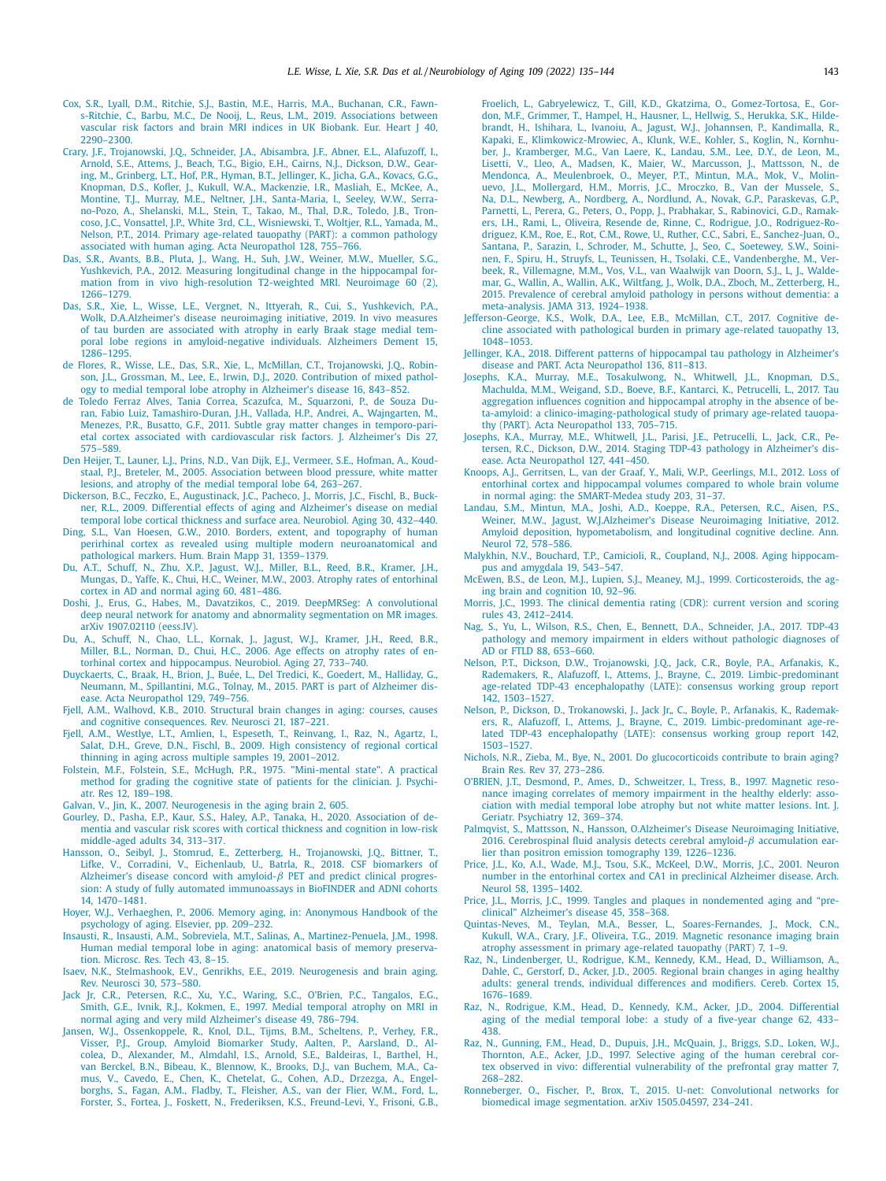Cox, S.R., Lyall, D.M., Ritchie, S.J., Bastin, M.E., Harris, M.A., Buchanan, C.R., Fawns-Ritchie, C., Barbu, M.C., De Nooij, L., Reus, L.M., 2019. Associations between vascular risk factors and brain MRI indices in UK Biobank. Eur. Heart J 40, 2290–2300.

Crary, J.F., Trojanowski, J.Q., Schneider, J.A., Abisambra, J.F., Abner, E.L., Alafuzoff, I., Arnold, S.E., Attems, J., Beach, T.G., Bigio, E.H., Cairns, N.J., Dickson, D.W., Gearing, M., Grinberg, L.T., Hof, P.R., Hyman, B.T., Jellinger, K., Jicha, G.A., Kovacs, G.G., Knopman, D.S., Kofler, J., Kukull, W.A., Mackenzie, I.R., Masliah, E., McKee, A., Montine, T.J., Murray, M.E., Neltner, J.H., Santa-Maria, I., Seeley, W.W., Serrano-Pozo, A., Shelanski, M.L., Stein, T., Takao, M., Thal, D.R., Toledo, J.B., Troncoso, J.C., Vonsattel, J.P., White 3rd, C.L., Wisniewski, T., Woltjer, R.L., Yamada, M., Nelson, P.T., 2014. Primary age-related tauopathy (PART): a common pathology associated with human aging. Acta Neuropathol 128, 755–766.

Das, S.R., Avants, B.B., Pluta, J., Wang, H., Suh, J.W., Weiner, M.W., Mueller, S.G., Yushkevich, P.A., 2012. Measuring longitudinal change in the hippocampal formation from in vivo high-resolution T2-weighted MRI. Neuroimage 60 (2), 1266–1279.

Das, S.R., Xie, L., Wisse, L.E., Vergnet, N., Ittyerah, R., Cui, S., Yushkevich, P.A., Wolk, D.A.Alzheimer's disease neuroimaging initiative, 2019. In vivo measures of tau burden are associated with atrophy in early Braak stage medial temporal lobe regions in amyloid-negative individuals. Alzheimers Dement 15, 1286–1295.

de Flores, R., Wisse, L.E., Das, S.R., Xie, L., McMillan, C.T., Trojanowski, J.Q., Robinson, J.L., Grossman, M., Lee, E., Irwin, D.J., 2020. Contribution of mixed pathology to medial temporal lobe atrophy in Alzheimer's disease 16, 843–852.

de Toledo Ferraz Alves, Tania Correa, Scazufca, M., Squarzoni, P., de Souza Duran, Fabio Luiz, Tamashiro-Duran, J.H., Vallada, H.P., Andrei, A., Wajngarten, M., Menezes, P.R., Busatto, G.F., 2011. Subtle gray matter changes in temporo-parietal cortex associated with cardiovascular risk factors. J. Alzheimer's Dis 27, 575–589.

Den Heijer, T., Launer, L.J., Prins, N.D., Van Dijk, E.J., Vermeer, S.E., Hofman, A., Koudstaal, P.J., Breteler, M., 2005. Association between blood pressure, white matter lesions, and atrophy of the medial temporal lobe 64, 263–267.

Dickerson, B.C., Feczko, E., Augustinack, J.C., Pacheco, J., Morris, J.C., Fischl, B., Buckner, R.L., 2009. Differential effects of aging and Alzheimer's disease on medial temporal lobe cortical thickness and surface area. Neurobiol. Aging 30, 432–440.

Ding, S.L., Van Hoesen, G.W., 2010. Borders, extent, and topography of human perirhinal cortex as revealed using multiple modern neuroanatomical and pathological markers. Hum. Brain Mapp 31, 1359–1379.

Du, A.T., Schuff, N., Zhu, X.P., Jagust, W.J., Miller, B.L., Reed, B.R., Kramer, J.H., Mungas, D., Yaffe, K., Chui, H.C., Weiner, M.W., 2003. Atrophy rates of entorhinal cortex in AD and normal aging 60, 481–486.

Doshi, J., Erus, G., Habes, M., Davatzikos, C., 2019. DeepMRSeg: A convolutional deep neural network for anatomy and abnormality segmentation on MR images. arXiv 1907.02110 (eess.IV).

Du, A., Schuff, N., Chao, L.L., Kornak, J., Jagust, W.J., Kramer, J.H., Reed, B.R., Miller, B.L., Norman, D., Chui, H.C., 2006. Age effects on atrophy rates of entorhinal cortex and hippocampus. Neurobiol. Aging 27, 733–740.

Duyckaerts, C., Braak, H., Brion, J., Buée, L., Del Tredici, K., Goedert, M., Halliday, G., Neumann, M., Spillantini, M.G., Tolnay, M., 2015. PART is part of Alzheimer disease. Acta Neuropathol 129, 749–756.

Fjell, A.M., Walhovd, K.B., 2010. Structural brain changes in aging: courses, causes and cognitive consequences. Rev. Neurosci 21, 187–221.

Fjell, A.M., Westlye, L.T., Amlien, I., Espeseth, T., Reinvang, I., Raz, N., Agartz, I., Salat, D.H., Greve, D.N., Fischl, B., 2009. High consistency of regional cortical thinning in aging across multiple samples 19, 2001–2012.

Folstein, M.F., Folstein, S.E., McHugh, P.R., 1975. "Mini-mental state". A practical method for grading the cognitive state of patients for the clinician. J. Psychiatr. Res 12, 189–198.

Galvan, V., Jin, K., 2007. Neurogenesis in the aging brain 2, 605.

Gourley, D., Pasha, E.P., Kaur, S.S., Haley, A.P., Tanaka, H., 2020. Association of dementia and vascular risk scores with cortical thickness and cognition in low-risk middle-aged adults 34, 313–317.

Hansson, O., Seibyl, J., Stomrud, E., Zetterberg, H., Trojanowski, J.Q., Bittner, T., Lifke, V., Corradini, V., Eichenlaub, U., Batrla, R., 2018. CSF biomarkers of Alzheimer's disease concord with amyloid-$\beta$ PET and predict clinical progression: A study of fully automated immunoassays in BioFINDER and ADNI cohorts 14, 1470–1481.

Hoyer, W.J., Verhaeghen, P., 2006. Memory aging, in: Anonymous Handbook of the psychology of aging. Elsevier, pp. 209–232.

Insausti, R., Insausti, A.M., Sobreviela, M.T., Salinas, A., Martinez-Penuela, J.M., 1998. Human medial temporal lobe in aging: anatomical basis of memory preservation. Microsc. Res. Tech 43, 8–15.

Isaev, N.K., Stelmashook, E.V., Genrikhs, E.E., 2019. Neurogenesis and brain aging. Rev. Neurosci 30, 573–580.

Jack Jr, C.R., Petersen, R.C., Xu, Y.C., Waring, S.C., O'Brien, P.C., Tangalos, E.G., Smith, G.E., Ivnik, R.J., Kokmen, E., 1997. Medial temporal atrophy on MRI in normal aging and very mild Alzheimer's disease 49, 786–794.

Jansen, W.J., Ossenkoppele, R., Knol, D.L., Tijms, B.M., Scheltens, P., Verhey, F.R., Visser, P.J., Group, Amyloid Biomarker Study, Aalten, P., Aarsland, D., Alcolea, D., Alexander, M., Almdahl, I.S., Arnold, S.E., Baldeiras, I., Barthel, H., van Berckel, B.N., Bibeau, K., Blennow, K., Brooks, D.J., van Buchem, M.A., Camus, V., Cavedo, E., Chen, K., Chetelat, G., Cohen, A.D., Drzezga, A., Engelborghs, S., Fagan, A.M., Fladby, T., Fleisher, A.S., van der Flier, W.M., Ford, L., Forster, S., Fortea, J., Foskett, N., Frederiksen, K.S., Freund-Levi, Y., Frisoni, G.B., Froelich, L., Gabryelewicz, T., Gill, K.D., Gkatzima, O., Gomez-Tortosa, E., Gordon, M.F., Grimmer, T., Hampel, H., Hausner, L., Hellwig, S., Herukka, S.K., Hildebrandt, H., Ishihara, L., Ivanoiu, A., Jagust, W.J., Johannsen, P., Kandimalla, R., Kapaki, E., Klimkowicz-Mrowiec, A., Klunk, W.E., Kohler, S., Koglin, N., Kornhuber, J., Kramberger, M.G., Van Laere, K., Landau, S.M., Lee, D.Y., de Leon, M., Lisetti, V., Lleo, A., Madsen, K., Maier, W., Marcusson, J., Mattsson, N., de Mendonca, A., Meulenbroek, O., Meyer, P.T., Mintun, M.A., Mok, V., Molinuevo, J.L., Mollergard, H.M., Morris, J.C., Mroczko, B., Van der Mussele, S., Na, D.L., Newberg, A., Nordberg, A., Nordlund, A., Novak, G.P., Paraskevas, G.P., Parnetti, L., Perera, G., Peters, O., Popp, J., Prabhakar, S., Rabinovici, G.D., Ramakers, I.H., Rami, L., Oliveira, Resende de, Rinne, C., Rodrigue, J.O., Rodriguez-Rodriguez, K.M., Roe, E., Rot, C.M., Rowe, U., Ruther, C.C., Sabri, E., Sanchez-Juan, O., Santana, P., Sarazin, I., Schroder, M., Schutte, J., Seo, C., Soetewey, S.W., Soininen, F., Spiru, H., Struyfs, L., Teunissen, H., Tsolaki, C.E., Vandenberghe, M., Verbeek, R., Villemagne, M.M., Vos, V.L., van Waalwijk van Doorn, S.J., L, J., Waldemar, G., Wallin, A., Wallin, A.K., Wiltfang, J., Wolk, D.A., Zboch, M., Zetterberg, H., 2015. Prevalence of cerebral amyloid pathology in persons without dementia: a meta-analysis. JAMA 313, 1924–1938.

Jefferson-George, K.S., Wolk, D.A., Lee, E.B., McMillan, C.T., 2017. Cognitive decline associated with pathological burden in primary age-related tauopathy 13, 1048–1053.

Jellinger, K.A., 2018. Different patterns of hippocampal tau pathology in Alzheimer's disease and PART. Acta Neuropathol 136, 811–813.

Josephs, K.A., Murray, M.E., Tosakulwong, N., Whitwell, J.L., Knopman, D.S., Machulda, M.M., Weigand, S.D., Boeve, B.F., Kantarci, K., Petrucelli, L., 2017. Tau aggregation influences cognition and hippocampal atrophy in the absence of beta-amyloid: a clinico-imaging-pathological study of primary age-related tauopathy (PART). Acta Neuropathol 133, 705–715.

Josephs, K.A., Murray, M.E., Whitwell, J.L., Parisi, J.E., Petrucelli, L., Jack, C.R., Petersen, R.C., Dickson, D.W., 2014. Staging TDP-43 pathology in Alzheimer's disease. Acta Neuropathol 127, 441–450.

Knoops, A.J., Gerritsen, L., van der Graaf, Y., Mali, W.P., Geerlings, M.I., 2012. Loss of entorhinal cortex and hippocampal volumes compared to whole brain volume in normal aging: the SMART-Medea study 203, 31–37.

Landau, S.M., Mintun, M.A., Joshi, A.D., Koeppe, R.A., Petersen, R.C., Aisen, P.S., Weiner, M.W., Jagust, W.J.Alzheimer's Disease Neuroimaging Initiative, 2012. Amyloid deposition, hypometabolism, and longitudinal cognitive decline. Ann. Neurol 72, 578–586.

Malykhin, N.V., Bouchard, T.P., Camicioli, R., Coupland, N.J., 2008. Aging hippocampus and amygdala 19, 543–547.

McEwen, B.S., de Leon, M.J., Lupien, S.J., Meaney, M.J., 1999. Corticosteroids, the aging brain and cognition 10, 92–96.

Morris, J.C., 1993. The clinical dementia rating (CDR): current version and scoring rules 43, 2412–2414.

Nag, S., Yu, L., Wilson, R.S., Chen, E., Bennett, D.A., Schneider, J.A., 2017. TDP-43 pathology and memory impairment in elders without pathologic diagnoses of AD or FTLD 88, 653–660.

Nelson, P.T., Dickson, D.W., Trojanowski, J.Q., Jack, C.R., Boyle, P.A., Arfanakis, K., Rademakers, R., Alafuzoff, I., Attems, J., Brayne, C., 2019. Limbic-predominant age-related TDP-43 encephalopathy (LATE): consensus working group report 142, 1503–1527.

Nelson, P., Dickson, D., Trokanowski, J., Jack Jr., C., Boyle, P., Arfanakis, K., Rademakers, R., Alafuzoff, I., Attems, J., Brayne, C., 2019. Limbic-predominant age-related TDP-43 encephalopathy (LATE): consensus working group report 142, 1503–1527.

Nichols, N.R., Zieba, M., Bye, N., 2001. Do glucocorticoids contribute to brain aging? Brain Res. Rev 37, 273–286.

O'BRIEN, J.T., Desmond, P., Ames, D., Schweitzer, I., Tress, B., 1997. Magnetic resonance imaging correlates of memory impairment in the healthy elderly: association with medial temporal lobe atrophy but not white matter lesions. Int. J. Geriatr. Psychiatry 12, 369–374.

Palmqvist, S., Mattsson, N., Hansson, O.Alzheimer's Disease Neuroimaging Initiative, 2016. Cerebrospinal fluid analysis detects cerebral amyloid-$\beta$ accumulation earlier than positron emission tomography 139, 1226–1236.

Price, J.L., Ko, A.I., Wade, M.J., Tsou, S.K., McKeel, D.W., Morris, J.C., 2001. Neuron number in the entorhinal cortex and CA1 in preclinical Alzheimer disease. Arch. Neurol 58, 1395–1402.

Price, J.L., Morris, J.C., 1999. Tangles and plaques in nondemented aging and "preclinical" Alzheimer's disease 45, 358–368.

Quintas-Neves, M., Teylan, M.A., Besser, L., Soares-Fernandes, J., Mock, C.N., Kukull, W.A., Crary, J.F., Oliveira, T.G., 2019. Magnetic resonance imaging brain atrophy assessment in primary age-related tauopathy (PART) 7, 1–9.

Raz, N., Lindenberger, U., Rodrigue, K.M., Kennedy, K.M., Head, D., Williamson, A., Dahle, C., Gerstorf, D., Acker, J.D., 2005. Regional brain changes in aging healthy adults: general trends, individual differences and modifiers. Cereb. Cortex 15, 1676–1689.

Raz, N., Rodrigue, K.M., Head, D., Kennedy, K.M., Acker, J.D., 2004. Differential aging of the medial temporal lobe: a study of a five-year change 62, 433–438.

Raz, N., Gunning, F.M., Head, D., Dupuis, J.H., McQuain, J., Briggs, S.D., Loken, W.J., Thornton, A.E., Acker, J.D., 1997. Selective aging of the human cerebral cortex observed in vivo: differential vulnerability of the prefrontal gray matter 7, 268–282.

Ronneberger, O., Fischer, P., Brox, T., 2015. U-net: Convolutional networks for biomedical image segmentation. arXiv 1505.04597, 234–241.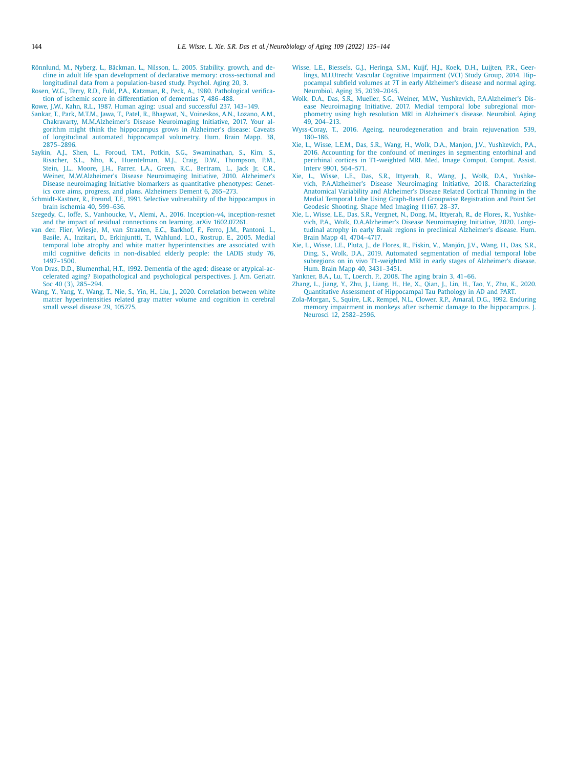Rönnlund, M., Nyberg, L., Bäckman, L., Nilsson, L., 2005. Stability, growth, and decline in adult life span development of declarative memory: cross-sectional and longitudinal data from a population-based study. Psychol. Aging 20, 3.

Rosen, W.G., Terry, R.D., Fuld, P.A., Katzman, R., Peck, A., 1980. Pathological verification of ischemic score in differentiation of dementias 7, 486–488.

Rowe, J.W., Kahn, R.L., 1987. Human aging: usual and successful 237, 143–149.

Sankar, T., Park, M.T.M., Jawa, T., Patel, R., Bhagwat, N., Voineskos, A.N., Lozano, A.M., Chakravarty, M.M.Alzheimer's Disease Neuroimaging Initiative, 2017. Your algorithm might think the hippocampus grows in Alzheimer's disease: Caveats of longitudinal automated hippocampal volumetry. Hum. Brain Mapp. 38, 2875–2896.

Saykin, A.J., Shen, L., Foroud, T.M., Potkin, S.G., Swaminathan, S., Kim, S., Risacher, S.L., Nho, K., Huentelman, M.J., Craig, D.W., Thompson, P.M., Stein, J.L., Moore, J.H., Farrer, L.A., Green, R.C., Bertram, L., Jack Jr, C.R., Weiner, M.W.Alzheimer's Disease Neuroimaging Initiative, 2010. Alzheimer's Disease neuroimaging initiative biomarkers as quantitative phenotypes: Genetics core aims, progress, and plans. Alzheimers Dement 6, 265–273.

Schmidt-Kastner, R., Freund, T.F., 1991. Selective vulnerability of the hippocampus in brain ischemia 40, 599–636.

Szegedy, C., Ioffe, S., Vanhoucke, V., Alemi, A., 2016. Inception-v4, inception-resnet and the impact of residual connections on learning. arXiv 1602.07261.

van der Flier, Wiesje, M, van Straaten, E.C., Barkhof, F., Ferro, J.M., Pantoni, L., Basile, A., Inzitari, D., Erkinjuntti, T., Wahlund, L.O., Rostrup, E., 2005. Medial temporal lobe atrophy and white matter hyperintensities are associated with mild cognitive deficits in non-disabled elderly people: the LADIS study 76, 1497–1500.

Von Dras, D.D., Blumenthal, H.T., 1992. Dementia of the aged: disease or atypical-accelerated aging? Biopathological and psychological perspectives. J. Am. Geriatr. Soc 40 (3), 285–294.

Wang, Y., Yang, Y., Wang, T., Nie, S., Yin, H., Liu, J., 2020. Correlation between white matter hyperintensities related gray matter volume and cognition in cerebral small vessel disease 29, 105275.

Wisse, L.E., Biessels, G.J., Heringa, S.M., Kuijf, H.J., Koek, D.H., Luijten, P.R., Geerlings, M.I.Utrecht Vascular Cognitive Impairment (VCI) Study Group, 2014. Hippocampal subfield volumes at 7T in early Alzheimer's disease and normal aging. Neurobiol. Aging 35, 2039–2045.

Wolk, D.A., Das, S.R., Mueller, S.G., Weiner, M.W., Yushkevich, P.A.Alzheimer's Disease Neuroimaging Initiative, 2017. Medial temporal lobe subregional morphometry using high resolution MRI in Alzheimer's disease. Neurobiol. Aging 49, 204–213.

Wyss-Coray, T., 2016. Ageing, neurodegeneration and brain rejuvenation 539, 180–186.

Xie, L., Wisse, L.E.M., Das, S.R., Wang, H., Wolk, D.A., Manjon, J.V., Yushkevich, P.A., 2016. Accounting for the confound of meninges in segmenting entorhinal and perirhinal cortices in T1-weighted MRI. Med. Image Comput. Comput. Assist. Interv 9901, 564–571.

Xie, L., Wisse, L.E., Das, S.R., Ittyerah, R., Wang, J., Wolk, D.A., Yushkevich, P.A.Alzheimer's Disease Neuroimaging Initiative, 2018. Characterizing Anatomical Variability and Alzheimer's Disease Related Cortical Thinning in the Medial Temporal Lobe Using Graph-Based Groupwise Registration and Point Set Geodesic Shooting. Shape Med Imaging 11167, 28–37.

Xie, L., Wisse, L.E., Das, S.R., Vergnet, N., Dong, M., Ittyerah, R., de Flores, R., Yushkevich, P.A., Wolk, D.A.Alzheimer's Disease Neuroimaging Initiative, 2020. Longitudinal atrophy in early Braak regions in preclinical Alzheimer's disease. Hum. Brain Mapp 41, 4704–4717.

Xie, L., Wisse, L.E., Pluta, J., de Flores, R., Piskin, V., Manjón, J.V., Wang, H., Das, S.R., Ding, S., Wolk, D.A., 2019. Automated segmentation of medial temporal lobe subregions on in vivo T1-weighted MRI in early stages of Alzheimer's disease. Hum. Brain Mapp 40, 3431–3451.

Yankner, B.A., Lu, T., Loerch, P., 2008. The aging brain 3, 41–66.

Zhang, L., Jiang, Y., Zhu, J., Liang, H., He, X., Qian, J., Lin, H., Tao, Y., Zhu, K., 2020. Quantitative Assessment of Hippocampal Tau Pathology in AD and PART.

Zola-Morgan, S., Squire, L.R., Rempel, N.L., Clower, R.P., Amaral, D.G., 1992. Enduring memory impairment in monkeys after ischemic damage to the hippocampus. J. Neurosci 12, 2582–2596.